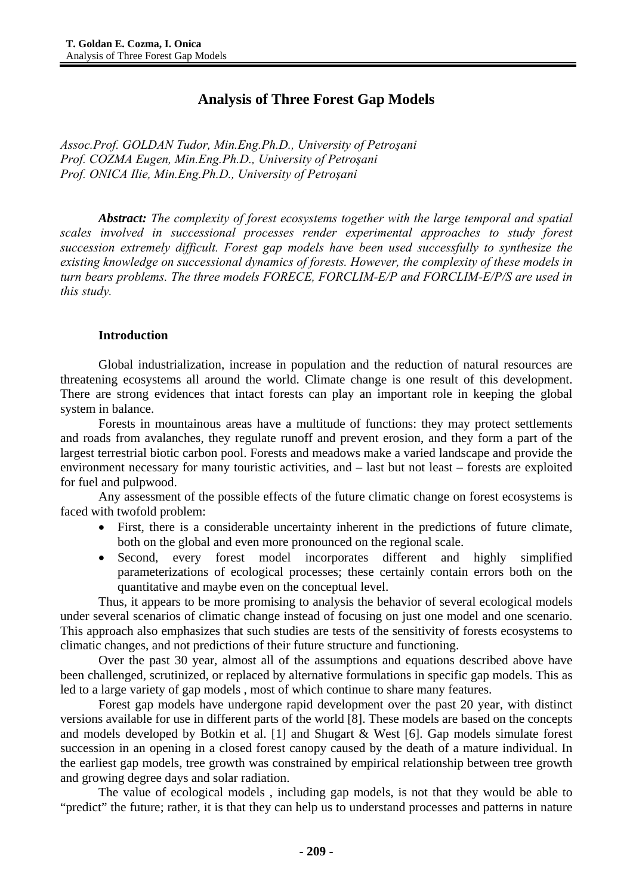# Analysis of Three Forest Gap Models

*Assoc.Prof. GOLDAN Tudor, Min.Eng.Ph.D., University of Petroşani*
*Prof. COZMA Eugen, Min.Eng.Ph.D., University of Petroşani*
*Prof. ONICA Ilie, Min.Eng.Ph.D., University of Petroşani*

***Abstract:*** *The complexity of forest ecosystems together with the large temporal and spatial scales involved in successional processes render experimental approaches to study forest succession extremely difficult. Forest gap models have been used successfully to synthesize the existing knowledge on successional dynamics of forests. However, the complexity of these models in turn bears problems. The three models FORECE, FORCLIM-E/P and FORCLIM-E/P/S are used in this study.*

## Introduction

Global industrialization, increase in population and the reduction of natural resources are threatening ecosystems all around the world. Climate change is one result of this development. There are strong evidences that intact forests can play an important role in keeping the global system in balance.

Forests in mountainous areas have a multitude of functions: they may protect settlements and roads from avalanches, they regulate runoff and prevent erosion, and they form a part of the largest terrestrial biotic carbon pool. Forests and meadows make a varied landscape and provide the environment necessary for many touristic activities, and – last but not least – forests are exploited for fuel and pulpwood.

Any assessment of the possible effects of the future climatic change on forest ecosystems is faced with twofold problem:

- First, there is a considerable uncertainty inherent in the predictions of future climate, both on the global and even more pronounced on the regional scale.
- Second, every forest model incorporates different and highly simplified parameterizations of ecological processes; these certainly contain errors both on the quantitative and maybe even on the conceptual level.

Thus, it appears to be more promising to analysis the behavior of several ecological models under several scenarios of climatic change instead of focusing on just one model and one scenario. This approach also emphasizes that such studies are tests of the sensitivity of forests ecosystems to climatic changes, and not predictions of their future structure and functioning.

Over the past 30 year, almost all of the assumptions and equations described above have been challenged, scrutinized, or replaced by alternative formulations in specific gap models. This as led to a large variety of gap models , most of which continue to share many features.

Forest gap models have undergone rapid development over the past 20 year, with distinct versions available for use in different parts of the world [8]. These models are based on the concepts and models developed by Botkin et al. [1] and Shugart & West [6]. Gap models simulate forest succession in an opening in a closed forest canopy caused by the death of a mature individual. In the earliest gap models, tree growth was constrained by empirical relationship between tree growth and growing degree days and solar radiation.

The value of ecological models , including gap models, is not that they would be able to "predict" the future; rather, it is that they can help us to understand processes and patterns in nature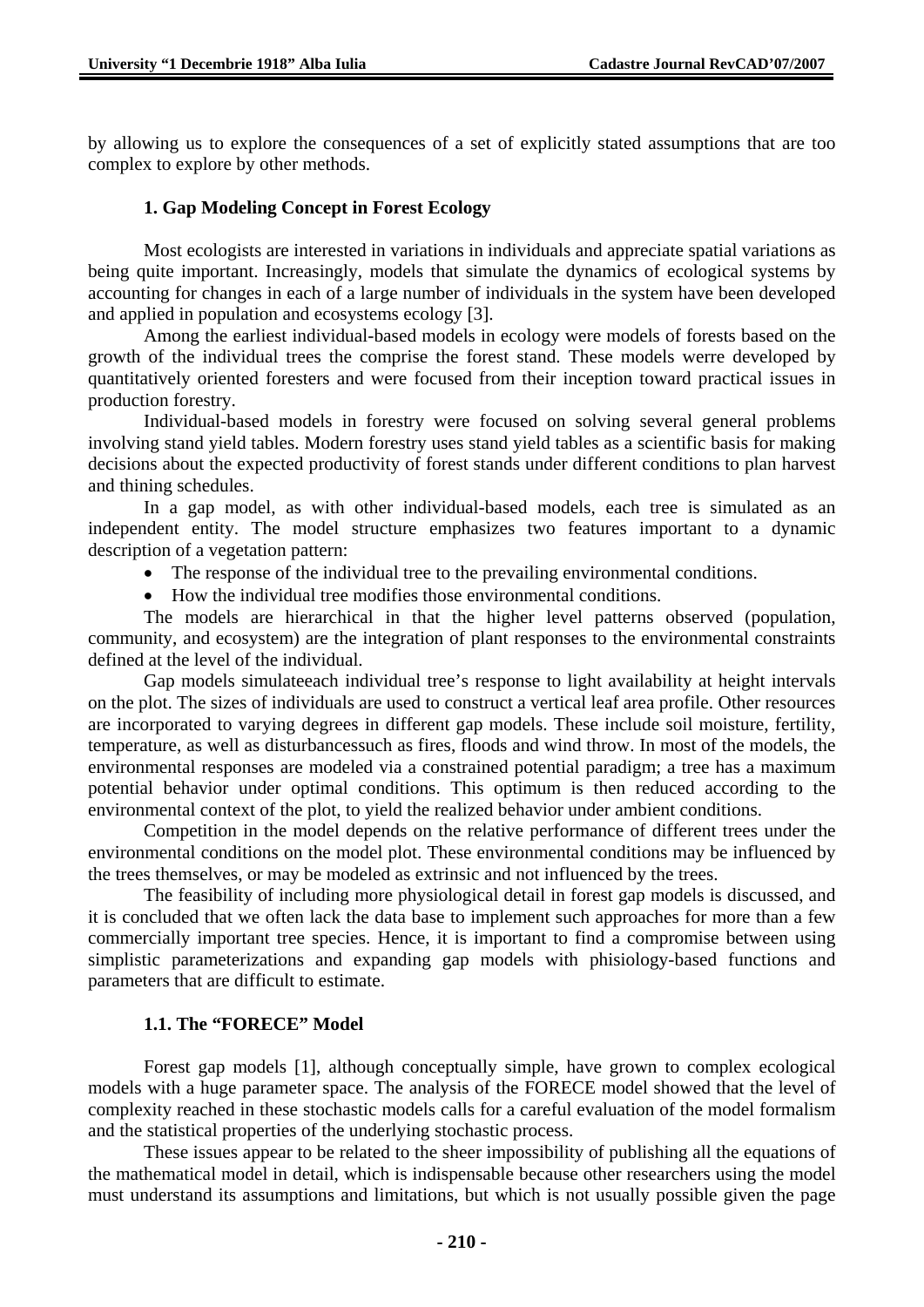by allowing us to explore the consequences of a set of explicitly stated assumptions that are too complex to explore by other methods.

## 1. Gap Modeling Concept in Forest Ecology

Most ecologists are interested in variations in individuals and appreciate spatial variations as being quite important. Increasingly, models that simulate the dynamics of ecological systems by accounting for changes in each of a large number of individuals in the system have been developed and applied in population and ecosystems ecology [3].

Among the earliest individual-based models in ecology were models of forests based on the growth of the individual trees the comprise the forest stand. These models werre developed by quantitatively oriented foresters and were focused from their inception toward practical issues in production forestry.

Individual-based models in forestry were focused on solving several general problems involving stand yield tables. Modern forestry uses stand yield tables as a scientific basis for making decisions about the expected productivity of forest stands under different conditions to plan harvest and thining schedules.

In a gap model, as with other individual-based models, each tree is simulated as an independent entity. The model structure emphasizes two features important to a dynamic description of a vegetation pattern:

- The response of the individual tree to the prevailing environmental conditions.
- How the individual tree modifies those environmental conditions.

The models are hierarchical in that the higher level patterns observed (population, community, and ecosystem) are the integration of plant responses to the environmental constraints defined at the level of the individual.

Gap models simulateeach individual tree's response to light availability at height intervals on the plot. The sizes of individuals are used to construct a vertical leaf area profile. Other resources are incorporated to varying degrees in different gap models. These include soil moisture, fertility, temperature, as well as disturbancessuch as fires, floods and wind throw. In most of the models, the environmental responses are modeled via a constrained potential paradigm; a tree has a maximum potential behavior under optimal conditions. This optimum is then reduced according to the environmental context of the plot, to yield the realized behavior under ambient conditions.

Competition in the model depends on the relative performance of different trees under the environmental conditions on the model plot. These environmental conditions may be influenced by the trees themselves, or may be modeled as extrinsic and not influenced by the trees.

The feasibility of including more physiological detail in forest gap models is discussed, and it is concluded that we often lack the data base to implement such approaches for more than a few commercially important tree species. Hence, it is important to find a compromise between using simplistic parameterizations and expanding gap models with phisiology-based functions and parameters that are difficult to estimate.

### 1.1. The "FORECE" Model

Forest gap models [1], although conceptually simple, have grown to complex ecological models with a huge parameter space. The analysis of the FORECE model showed that the level of complexity reached in these stochastic models calls for a careful evaluation of the model formalism and the statistical properties of the underlying stochastic process.

These issues appear to be related to the sheer impossibility of publishing all the equations of the mathematical model in detail, which is indispensable because other researchers using the model must understand its assumptions and limitations, but which is not usually possible given the page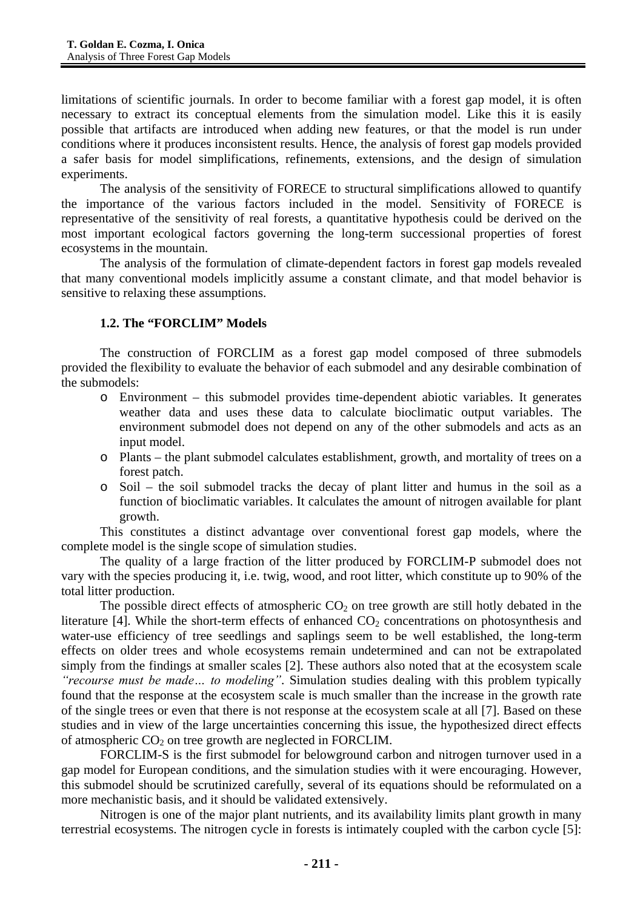limitations of scientific journals. In order to become familiar with a forest gap model, it is often necessary to extract its conceptual elements from the simulation model. Like this it is easily possible that artifacts are introduced when adding new features, or that the model is run under conditions where it produces inconsistent results. Hence, the analysis of forest gap models provided a safer basis for model simplifications, refinements, extensions, and the design of simulation experiments.

The analysis of the sensitivity of FORECE to structural simplifications allowed to quantify the importance of the various factors included in the model. Sensitivity of FORECE is representative of the sensitivity of real forests, a quantitative hypothesis could be derived on the most important ecological factors governing the long-term successional properties of forest ecosystems in the mountain.

The analysis of the formulation of climate-dependent factors in forest gap models revealed that many conventional models implicitly assume a constant climate, and that model behavior is sensitive to relaxing these assumptions.

### 1.2. The "FORCLIM" Models

The construction of FORCLIM as a forest gap model composed of three submodels provided the flexibility to evaluate the behavior of each submodel and any desirable combination of the submodels:

- Environment – this submodel provides time-dependent abiotic variables. It generates weather data and uses these data to calculate bioclimatic output variables. The environment submodel does not depend on any of the other submodels and acts as an input model.
- Plants – the plant submodel calculates establishment, growth, and mortality of trees on a forest patch.
- Soil – the soil submodel tracks the decay of plant litter and humus in the soil as a function of bioclimatic variables. It calculates the amount of nitrogen available for plant growth.

This constitutes a distinct advantage over conventional forest gap models, where the complete model is the single scope of simulation studies.

The quality of a large fraction of the litter produced by FORCLIM-P submodel does not vary with the species producing it, i.e. twig, wood, and root litter, which constitute up to 90% of the total litter production.

The possible direct effects of atmospheric $CO_2$ on tree growth are still hotly debated in the literature [4]. While the short-term effects of enhanced $CO_2$ concentrations on photosynthesis and water-use efficiency of tree seedlings and saplings seem to be well established, the long-term effects on older trees and whole ecosystems remain undetermined and can not be extrapolated simply from the findings at smaller scales [2]. These authors also noted that at the ecosystem scale *"recourse must be made… to modeling"*. Simulation studies dealing with this problem typically found that the response at the ecosystem scale is much smaller than the increase in the growth rate of the single trees or even that there is not response at the ecosystem scale at all [7]. Based on these studies and in view of the large uncertainties concerning this issue, the hypothesized direct effects of atmospheric $CO_2$ on tree growth are neglected in FORCLIM.

FORCLIM-S is the first submodel for belowground carbon and nitrogen turnover used in a gap model for European conditions, and the simulation studies with it were encouraging. However, this submodel should be scrutinized carefully, several of its equations should be reformulated on a more mechanistic basis, and it should be validated extensively.

Nitrogen is one of the major plant nutrients, and its availability limits plant growth in many terrestrial ecosystems. The nitrogen cycle in forests is intimately coupled with the carbon cycle [5]: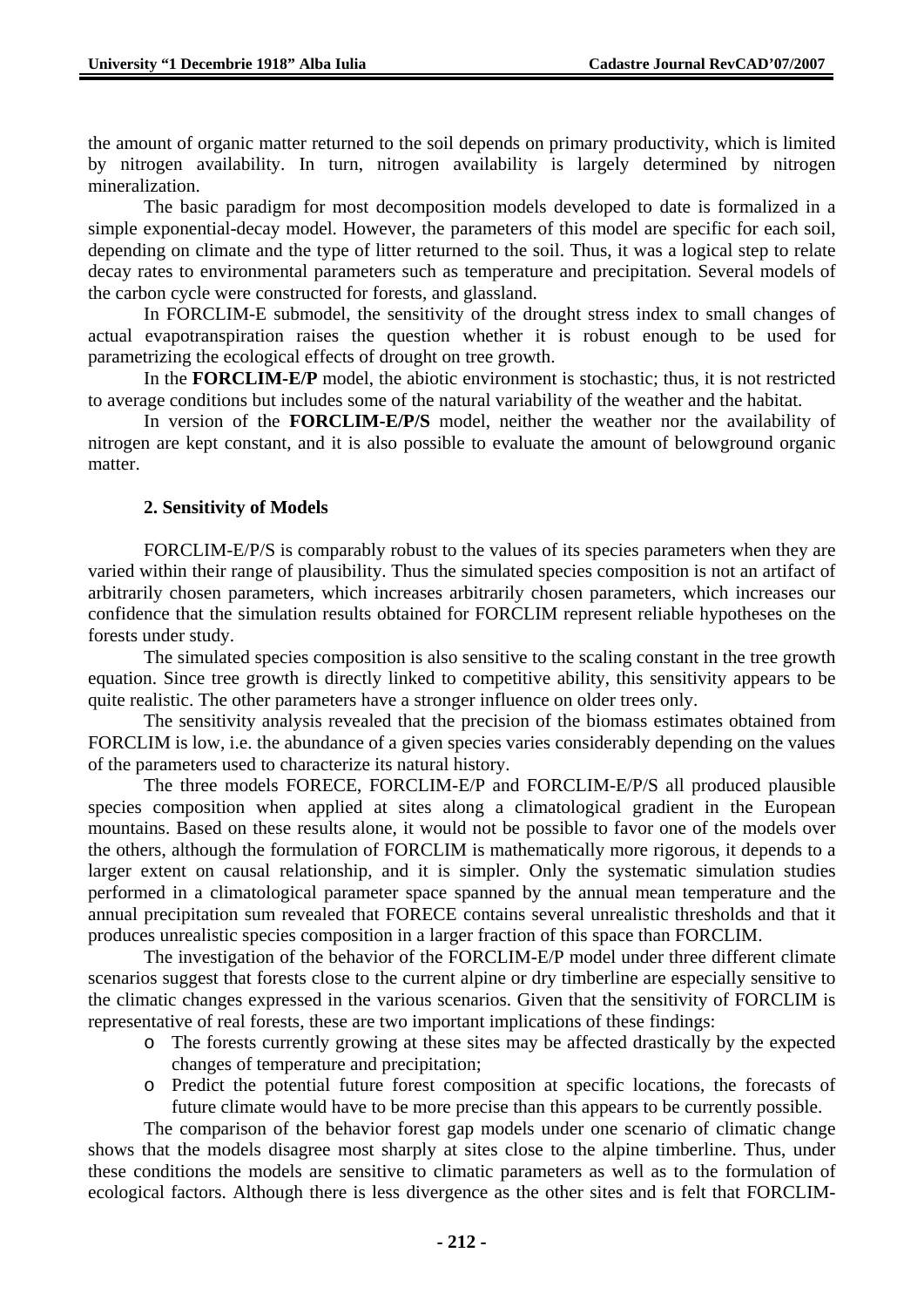the amount of organic matter returned to the soil depends on primary productivity, which is limited by nitrogen availability. In turn, nitrogen availability is largely determined by nitrogen mineralization.

The basic paradigm for most decomposition models developed to date is formalized in a simple exponential-decay model. However, the parameters of this model are specific for each soil, depending on climate and the type of litter returned to the soil. Thus, it was a logical step to relate decay rates to environmental parameters such as temperature and precipitation. Several models of the carbon cycle were constructed for forests, and glassland.

In FORCLIM-E submodel, the sensitivity of the drought stress index to small changes of actual evapotranspiration raises the question whether it is robust enough to be used for parametrizing the ecological effects of drought on tree growth.

In the **FORCLIM-E/P** model, the abiotic environment is stochastic; thus, it is not restricted to average conditions but includes some of the natural variability of the weather and the habitat.

In version of the **FORCLIM-E/P/S** model, neither the weather nor the availability of nitrogen are kept constant, and it is also possible to evaluate the amount of belowground organic matter.

### 2. Sensitivity of Models

FORCLIM-E/P/S is comparably robust to the values of its species parameters when they are varied within their range of plausibility. Thus the simulated species composition is not an artifact of arbitrarily chosen parameters, which increases arbitrarily chosen parameters, which increases our confidence that the simulation results obtained for FORCLIM represent reliable hypotheses on the forests under study.

The simulated species composition is also sensitive to the scaling constant in the tree growth equation. Since tree growth is directly linked to competitive ability, this sensitivity appears to be quite realistic. The other parameters have a stronger influence on older trees only.

The sensitivity analysis revealed that the precision of the biomass estimates obtained from FORCLIM is low, i.e. the abundance of a given species varies considerably depending on the values of the parameters used to characterize its natural history.

The three models FORECE, FORCLIM-E/P and FORCLIM-E/P/S all produced plausible species composition when applied at sites along a climatological gradient in the European mountains. Based on these results alone, it would not be possible to favor one of the models over the others, although the formulation of FORCLIM is mathematically more rigorous, it depends to a larger extent on causal relationship, and it is simpler. Only the systematic simulation studies performed in a climatological parameter space spanned by the annual mean temperature and the annual precipitation sum revealed that FORECE contains several unrealistic thresholds and that it produces unrealistic species composition in a larger fraction of this space than FORCLIM.

The investigation of the behavior of the FORCLIM-E/P model under three different climate scenarios suggest that forests close to the current alpine or dry timberline are especially sensitive to the climatic changes expressed in the various scenarios. Given that the sensitivity of FORCLIM is representative of real forests, these are two important implications of these findings:

- The forests currently growing at these sites may be affected drastically by the expected changes of temperature and precipitation;
- Predict the potential future forest composition at specific locations, the forecasts of future climate would have to be more precise than this appears to be currently possible.

The comparison of the behavior forest gap models under one scenario of climatic change shows that the models disagree most sharply at sites close to the alpine timberline. Thus, under these conditions the models are sensitive to climatic parameters as well as to the formulation of ecological factors. Although there is less divergence as the other sites and is felt that FORCLIM-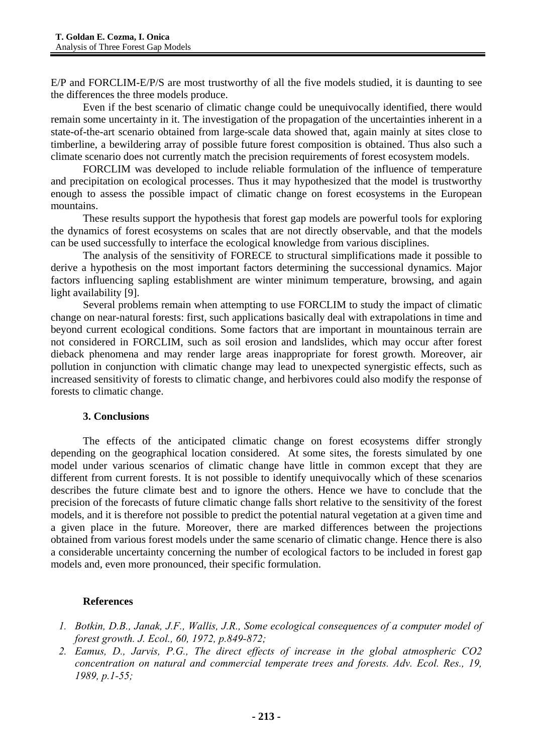E/P and FORCLIM-E/P/S are most trustworthy of all the five models studied, it is daunting to see the differences the three models produce.

Even if the best scenario of climatic change could be unequivocally identified, there would remain some uncertainty in it. The investigation of the propagation of the uncertainties inherent in a state-of-the-art scenario obtained from large-scale data showed that, again mainly at sites close to timberline, a bewildering array of possible future forest composition is obtained. Thus also such a climate scenario does not currently match the precision requirements of forest ecosystem models.

FORCLIM was developed to include reliable formulation of the influence of temperature and precipitation on ecological processes. Thus it may hypothesized that the model is trustworthy enough to assess the possible impact of climatic change on forest ecosystems in the European mountains.

These results support the hypothesis that forest gap models are powerful tools for exploring the dynamics of forest ecosystems on scales that are not directly observable, and that the models can be used successfully to interface the ecological knowledge from various disciplines.

The analysis of the sensitivity of FORECE to structural simplifications made it possible to derive a hypothesis on the most important factors determining the successional dynamics. Major factors influencing sapling establishment are winter minimum temperature, browsing, and again light availability [9].

Several problems remain when attempting to use FORCLIM to study the impact of climatic change on near-natural forests: first, such applications basically deal with extrapolations in time and beyond current ecological conditions. Some factors that are important in mountainous terrain are not considered in FORCLIM, such as soil erosion and landslides, which may occur after forest dieback phenomena and may render large areas inappropriate for forest growth. Moreover, air pollution in conjunction with climatic change may lead to unexpected synergistic effects, such as increased sensitivity of forests to climatic change, and herbivores could also modify the response of forests to climatic change.

## 3. Conclusions

The effects of the anticipated climatic change on forest ecosystems differ strongly depending on the geographical location considered. At some sites, the forests simulated by one model under various scenarios of climatic change have little in common except that they are different from current forests. It is not possible to identify unequivocally which of these scenarios describes the future climate best and to ignore the others. Hence we have to conclude that the precision of the forecasts of future climatic change falls short relative to the sensitivity of the forest models, and it is therefore not possible to predict the potential natural vegetation at a given time and a given place in the future. Moreover, there are marked differences between the projections obtained from various forest models under the same scenario of climatic change. Hence there is also a considerable uncertainty concerning the number of ecological factors to be included in forest gap models and, even more pronounced, their specific formulation.

## References

1. *Botkin, D.B., Janak, J.F., Wallis, J.R., Some ecological consequences of a computer model of forest growth. J. Ecol., 60, 1972, p.849-872;*
2. *Eamus, D., Jarvis, P.G., The direct effects of increase in the global atmospheric CO2 concentration on natural and commercial temperate trees and forests. Adv. Ecol. Res., 19, 1989, p.1-55;*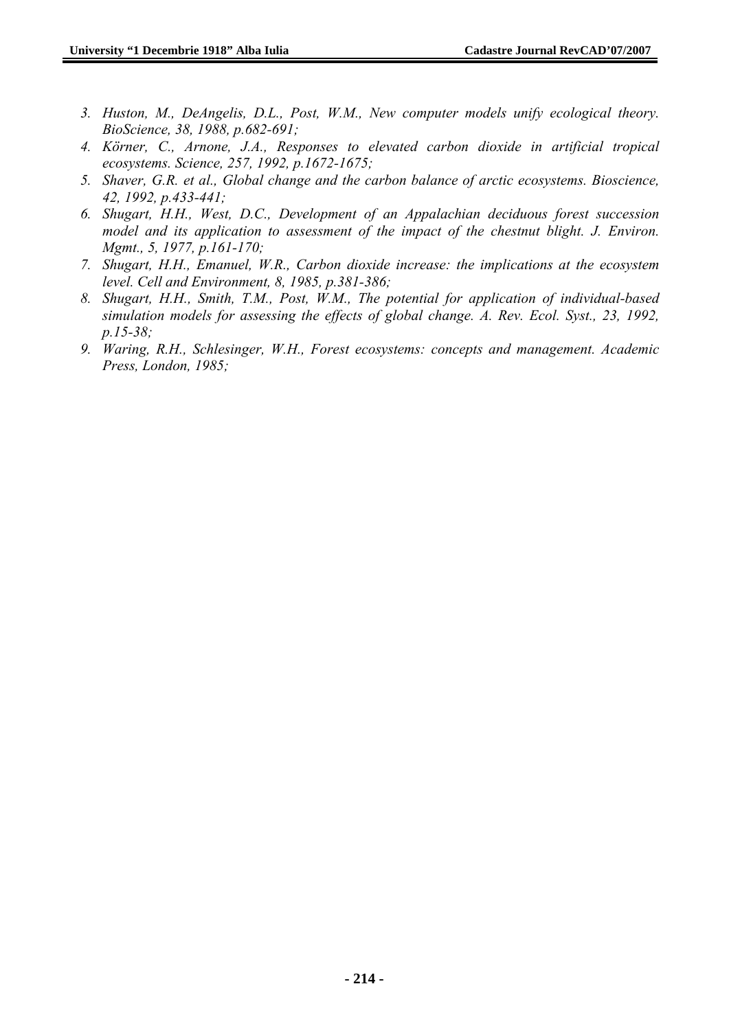3. *Huston, M., DeAngelis, D.L., Post, W.M., New computer models unify ecological theory. BioScience, 38, 1988, p.682-691;*
4. *Körner, C., Arnone, J.A., Responses to elevated carbon dioxide in artificial tropical ecosystems. Science, 257, 1992, p.1672-1675;*
5. *Shaver, G.R. et al., Global change and the carbon balance of arctic ecosystems. Bioscience, 42, 1992, p.433-441;*
6. *Shugart, H.H., West, D.C., Development of an Appalachian deciduous forest succession model and its application to assessment of the impact of the chestnut blight. J. Environ. Mgmt., 5, 1977, p.161-170;*
7. *Shugart, H.H., Emanuel, W.R., Carbon dioxide increase: the implications at the ecosystem level. Cell and Environment, 8, 1985, p.381-386;*
8. *Shugart, H.H., Smith, T.M., Post, W.M., The potential for application of individual-based simulation models for assessing the effects of global change. A. Rev. Ecol. Syst., 23, 1992, p.15-38;*
9. *Waring, R.H., Schlesinger, W.H., Forest ecosystems: concepts and management. Academic Press, London, 1985;*